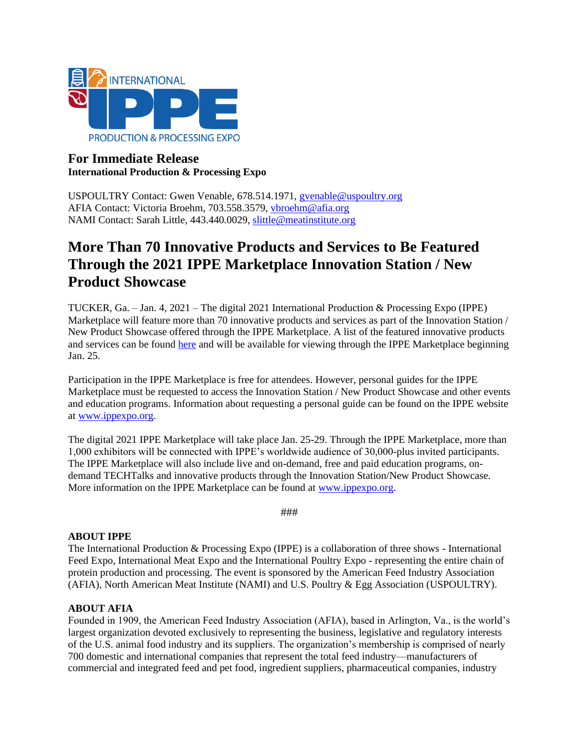**For Immediate Release**
**International Production & Processing Expo**

USPOULTRY Contact: Gwen Venable, 678.514.1971, gvenable@uspoultry.org
AFIA Contact: Victoria Broehm, 703.558.3579, vbroehm@afia.org
NAMI Contact: Sarah Little, 443.440.0029, slittle@meatinstitute.org

# More Than 70 Innovative Products and Services to Be Featured Through the 2021 IPPE Marketplace Innovation Station / New Product Showcase

TUCKER, Ga. – Jan. 4, 2021 – The digital 2021 International Production & Processing Expo (IPPE) Marketplace will feature more than 70 innovative products and services as part of the Innovation Station / New Product Showcase offered through the IPPE Marketplace. A list of the featured innovative products and services can be found here and will be available for viewing through the IPPE Marketplace beginning Jan. 25.

Participation in the IPPE Marketplace is free for attendees. However, personal guides for the IPPE Marketplace must be requested to access the Innovation Station / New Product Showcase and other events and education programs. Information about requesting a personal guide can be found on the IPPE website at www.ippexpo.org.

The digital 2021 IPPE Marketplace will take place Jan. 25-29. Through the IPPE Marketplace, more than 1,000 exhibitors will be connected with IPPE's worldwide audience of 30,000-plus invited participants. The IPPE Marketplace will also include live and on-demand, free and paid education programs, on-demand TECHTalks and innovative products through the Innovation Station/New Product Showcase. More information on the IPPE Marketplace can be found at www.ippexpo.org.

###

**ABOUT IPPE**
The International Production & Processing Expo (IPPE) is a collaboration of three shows - International Feed Expo, International Meat Expo and the International Poultry Expo - representing the entire chain of protein production and processing. The event is sponsored by the American Feed Industry Association (AFIA), North American Meat Institute (NAMI) and U.S. Poultry & Egg Association (USPOULTRY).

**ABOUT AFIA**
Founded in 1909, the American Feed Industry Association (AFIA), based in Arlington, Va., is the world's largest organization devoted exclusively to representing the business, legislative and regulatory interests of the U.S. animal food industry and its suppliers. The organization's membership is comprised of nearly 700 domestic and international companies that represent the total feed industry—manufacturers of commercial and integrated feed and pet food, ingredient suppliers, pharmaceutical companies, industry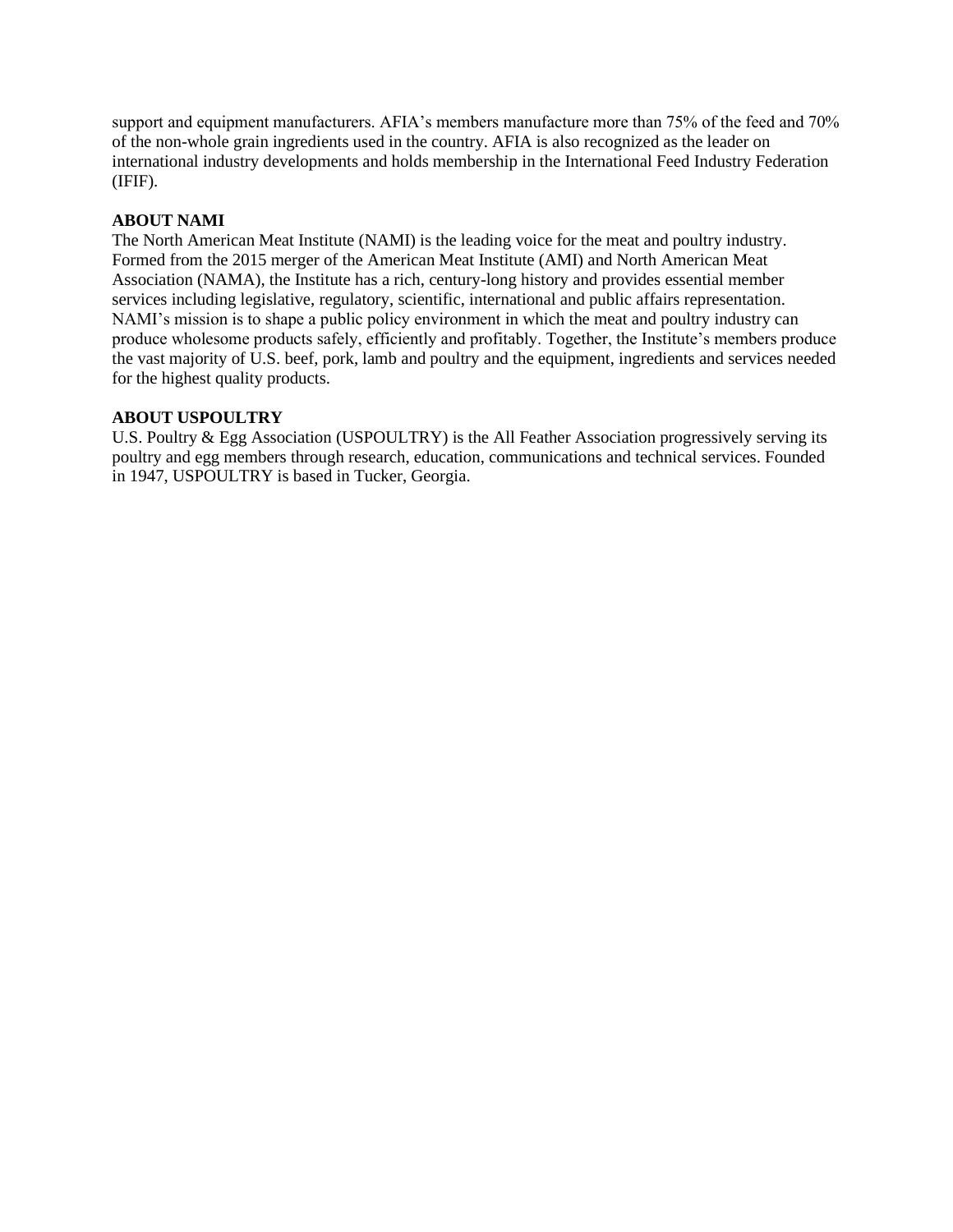support and equipment manufacturers. AFIA's members manufacture more than 75% of the feed and 70% of the non-whole grain ingredients used in the country. AFIA is also recognized as the leader on international industry developments and holds membership in the International Feed Industry Federation (IFIF).

**ABOUT NAMI**

The North American Meat Institute (NAMI) is the leading voice for the meat and poultry industry. Formed from the 2015 merger of the American Meat Institute (AMI) and North American Meat Association (NAMA), the Institute has a rich, century-long history and provides essential member services including legislative, regulatory, scientific, international and public affairs representation. NAMI's mission is to shape a public policy environment in which the meat and poultry industry can produce wholesome products safely, efficiently and profitably. Together, the Institute's members produce the vast majority of U.S. beef, pork, lamb and poultry and the equipment, ingredients and services needed for the highest quality products.

**ABOUT USPOULTRY**

U.S. Poultry & Egg Association (USPOULTRY) is the All Feather Association progressively serving its poultry and egg members through research, education, communications and technical services. Founded in 1947, USPOULTRY is based in Tucker, Georgia.